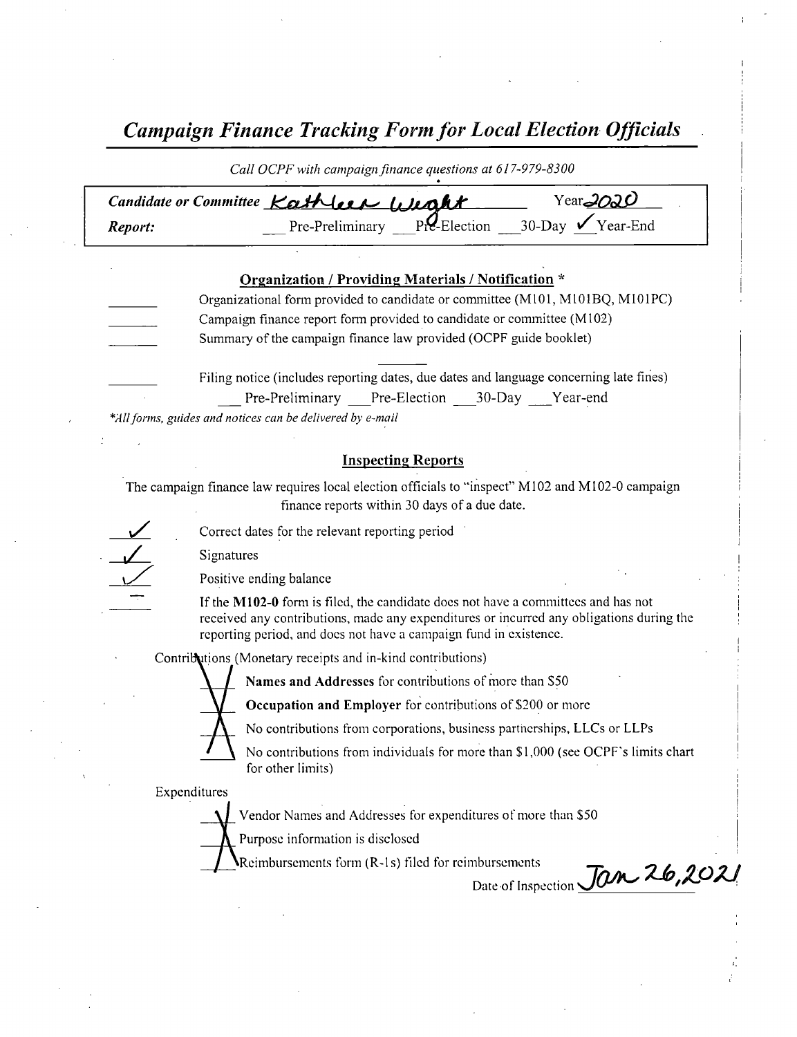# *Campaign Finance Tracking Form for Local Election Officials*

*Call OCPF with campaign finance questions at 617-979-8300*

***Candidate or Committee*** Kathleen Wright  Year 2020

***Report:*** ___ Pre-Preliminary ___ Pre-Election ___ 30-Day ✓ Year-End

## Organization / Providing Materials / Notification *

_______ Organizational form provided to candidate or committee (M101, M101BQ, M101PC)

_______ Campaign finance report form provided to candidate or committee (M102)

_______ Summary of the campaign finance law provided (OCPF guide booklet)

_______ Filing notice (includes reporting dates, due dates and language concerning late fines)

___ Pre-Preliminary ___ Pre-Election ___ 30-Day ___ Year-end

**All forms, guides and notices can be delivered by e-mail*

## Inspecting Reports

The campaign finance law requires local election officials to "inspect" M102 and M102-0 campaign finance reports within 30 days of a due date.

✓ Correct dates for the relevant reporting period

✓ Signatures

✓ Positive ending balance

— If the **M102-0** form is filed, the candidate does not have a committees and has not received any contributions, made any expenditures or incurred any obligations during the reporting period, and does not have a campaign fund in existence.

Contributions (Monetary receipts and in-kind contributions)

X **Names and Addresses** for contributions of more than $50

X **Occupation and Employer** for contributions of $200 or more

X No contributions from corporations, business partnerships, LLCs or LLPs

X No contributions from individuals for more than $1,000 (see OCPF's limits chart for other limits)

Expenditures

X Vendor Names and Addresses for expenditures of more than $50

X Purpose information is disclosed

X Reimbursements form (R-1s) filed for reimbursements

Date of Inspection Jan 26, 2021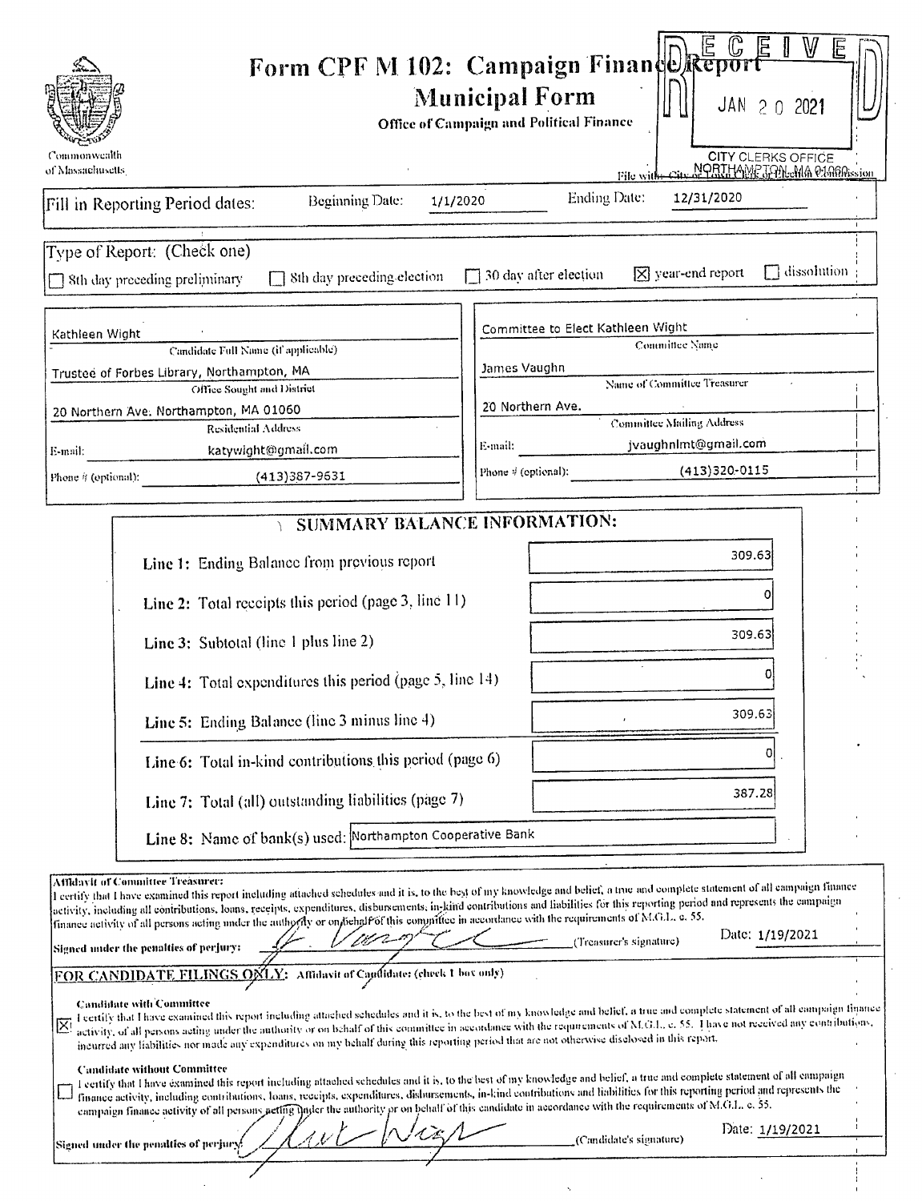# Form CPF M 102: Campaign Finance Report

## Municipal Form

**Office of Campaign and Political Finance**

Commonwealth of Massachusetts

RECEIVED
JAN 20 2021
CITY CLERKS OFFICE
NORTHAMPTON, MA 01060

File with: City or Town Clerk or Election Commission

Fill in Reporting Period dates: Beginning Date: 1/1/2020 Ending Date: 12/31/2020

Type of Report: (Check one)

☐ 8th day preceding preliminary ☐ 8th day preceding election ☐ 30 day after election ☒ year-end report ☐ dissolution

| | |
|---|---|
| Kathleen Wight | Committee to Elect Kathleen Wight |
| Candidate Full Name (if applicable) | Committee Name |
| Trustee of Forbes Library, Northampton, MA | James Vaughn |
| Office Sought and District | Name of Committee Treasurer |
| 20 Northern Ave. Northampton, MA 01060 | 20 Northern Ave. |
| Residential Address | Committee Mailing Address |
| E-mail: katywight@gmail.com | E-mail: jvaughnlmt@gmail.com |
| Phone # (optional): (413)387-9631 | Phone # (optional): (413)320-0115 |

## SUMMARY BALANCE INFORMATION:

| | |
|---|---|
| Line 1: Ending Balance from previous report | 309.63 |
| Line 2: Total receipts this period (page 3, line 11) | 0 |
| Line 3: Subtotal (line 1 plus line 2) | 309.63 |
| Line 4: Total expenditures this period (page 5, line 14) | 0 |
| Line 5: Ending Balance (line 3 minus line 4) | 309.63 |
| Line 6: Total in-kind contributions this period (page 6) | 0 |
| Line 7: Total (all) outstanding liabilities (page 7) | 387.28 |
| Line 8: Name of bank(s) used: | Northampton Cooperative Bank |

**Affidavit of Committee Treasurer:**
I certify that I have examined this report including attached schedules and it is, to the best of my knowledge and belief, a true and complete statement of all campaign finance activity, including all contributions, loans, receipts, expenditures, disbursements, in-kind contributions and liabilities for this reporting period and represents the campaign finance activity of all persons acting under the authority or on behalf of this committee in accordance with the requirements of M.G.L. c. 55.

**Signed under the penalties of perjury:** _______________ (Treasurer's signature) Date: 1/19/2021

**FOR CANDIDATE FILINGS ONLY:** Affidavit of Candidate: (check 1 box only)

☒ **Candidate with Committee**
I certify that I have examined this report including attached schedules and it is, to the best of my knowledge and belief, a true and complete statement of all campaign finance activity, of all persons acting under the authority or on behalf of this committee in accordance with the requirements of M.G.L. c. 55. I have not received any contributions, incurred any liabilities nor made any expenditures on my behalf during this reporting period that are not otherwise disclosed in this report.

☐ **Candidate without Committee**
I certify that I have examined this report including attached schedules and it is, to the best of my knowledge and belief, a true and complete statement of all campaign finance activity, including contributions, loans, receipts, expenditures, disbursements, in-kind contributions and liabilities for this reporting period and represents the campaign finance activity of all persons acting under the authority or on behalf of this candidate in accordance with the requirements of M.G.L. c. 55.

**Signed under the penalties of perjury:** _______________ (Candidate's signature) Date: 1/19/2021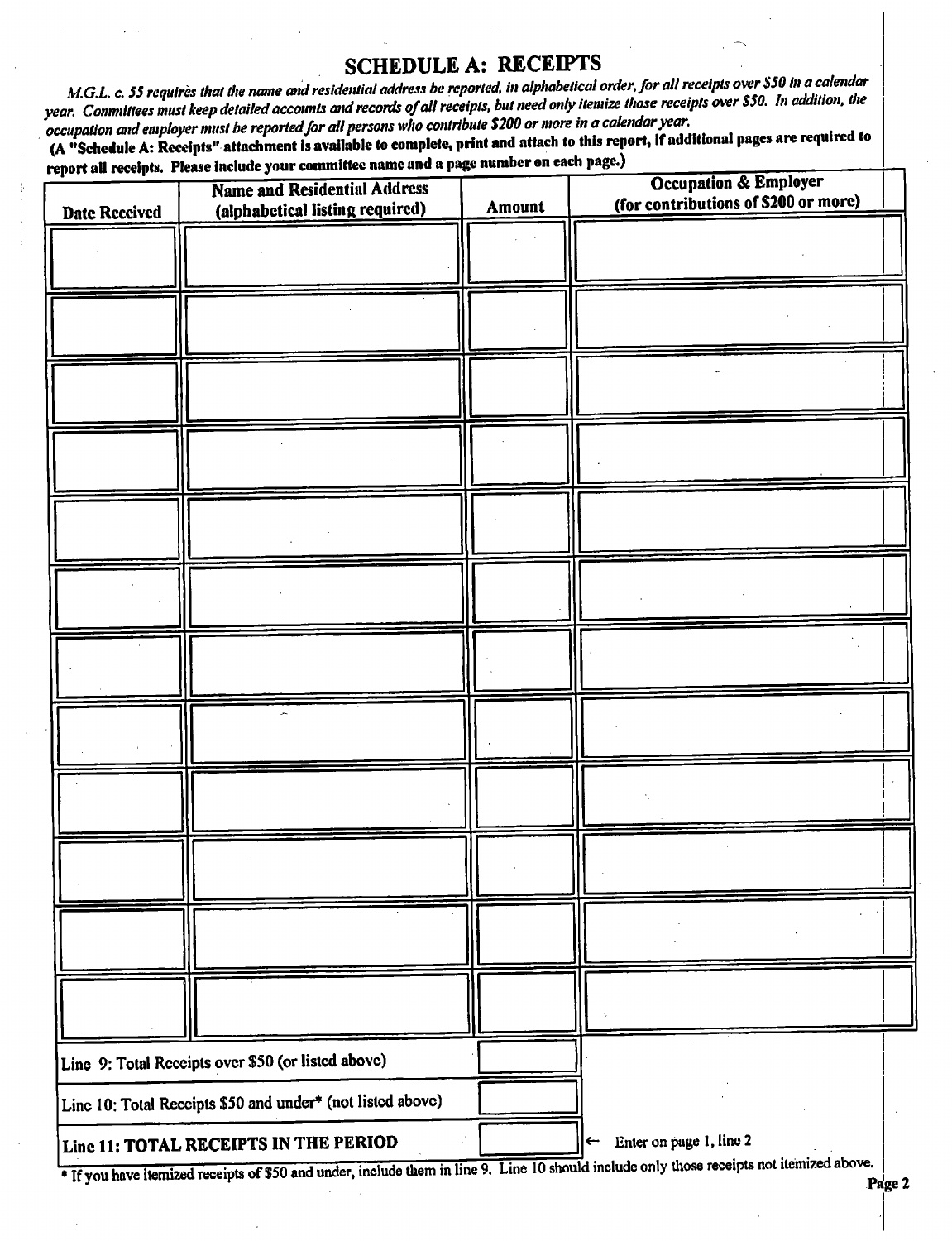## SCHEDULE A: RECEIPTS

*M.G.L. c. 55 requires that the name and residential address be reported, in alphabetical order, for all receipts over $50 in a calendar year. Committees must keep detailed accounts and records of all receipts, but need only itemize those receipts over $50. In addition, the occupation and employer must be reported for all persons who contribute $200 or more in a calendar year.*

**(A "Schedule A: Receipts" attachment is available to complete, print and attach to this report, if additional pages are required to report all receipts. Please include your committee name and a page number on each page.)**

| Date Received | Name and Residential Address (alphabetical listing required) | Amount | Occupation & Employer (for contributions of $200 or more) |
|---|---|---|---|
| | | | |
| | | | |
| | | | |
| | | | |
| | | | |
| | | | |
| | | | |
| | | | |
| | | | |
| | | | |
| | | | |
| | | | |

| | |
|---|---|
| Line 9: Total Receipts over $50 (or listed above) | |
| Line 10: Total Receipts $50 and under* (not listed above) | |
| **Line 11: TOTAL RECEIPTS IN THE PERIOD** | ← Enter on page 1, line 2 |

* If you have itemized receipts of $50 and under, include them in line 9. Line 10 should include only those receipts not itemized above.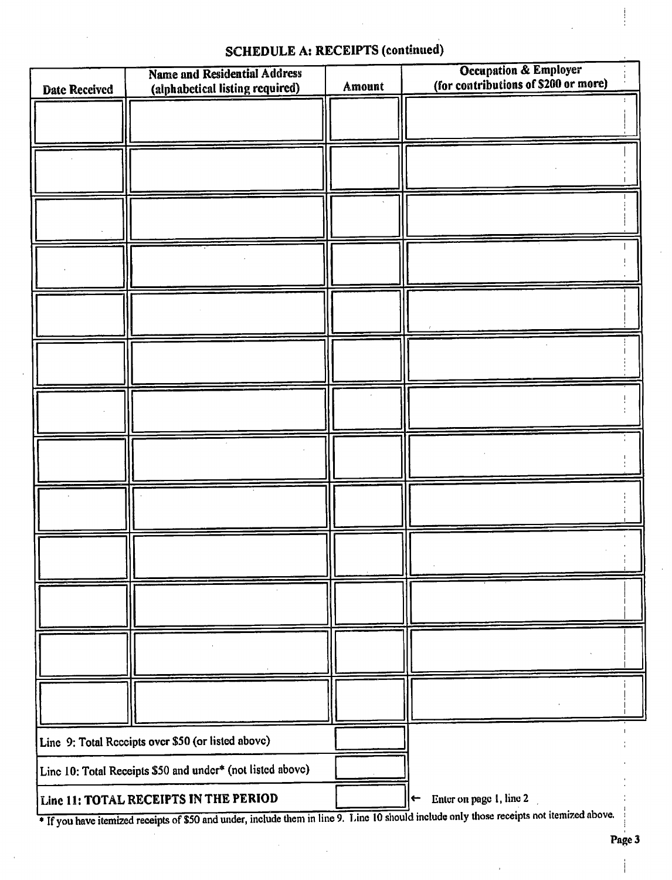## SCHEDULE A: RECEIPTS (continued)

| Date Received | Name and Residential Address (alphabetical listing required) | Amount | Occupation & Employer (for contributions of $200 or more) |
| --- | --- | --- | --- |
| | | | |
| | | | |
| | | | |
| | | | |
| | | | |
| | | | |
| | | | |
| | | | |
| | | | |
| | | | |
| | | | |
| | | | |
| | | | |

| | | |
| --- | --- | --- |
| Line 9: Total Receipts over $50 (or listed above) | | |
| Line 10: Total Receipts $50 and under* (not listed above) | | |
| **Line 11: TOTAL RECEIPTS IN THE PERIOD** | | ← Enter on page 1, line 2 |

* If you have itemized receipts of $50 and under, include them in line 9. Line 10 should include only those receipts not itemized above.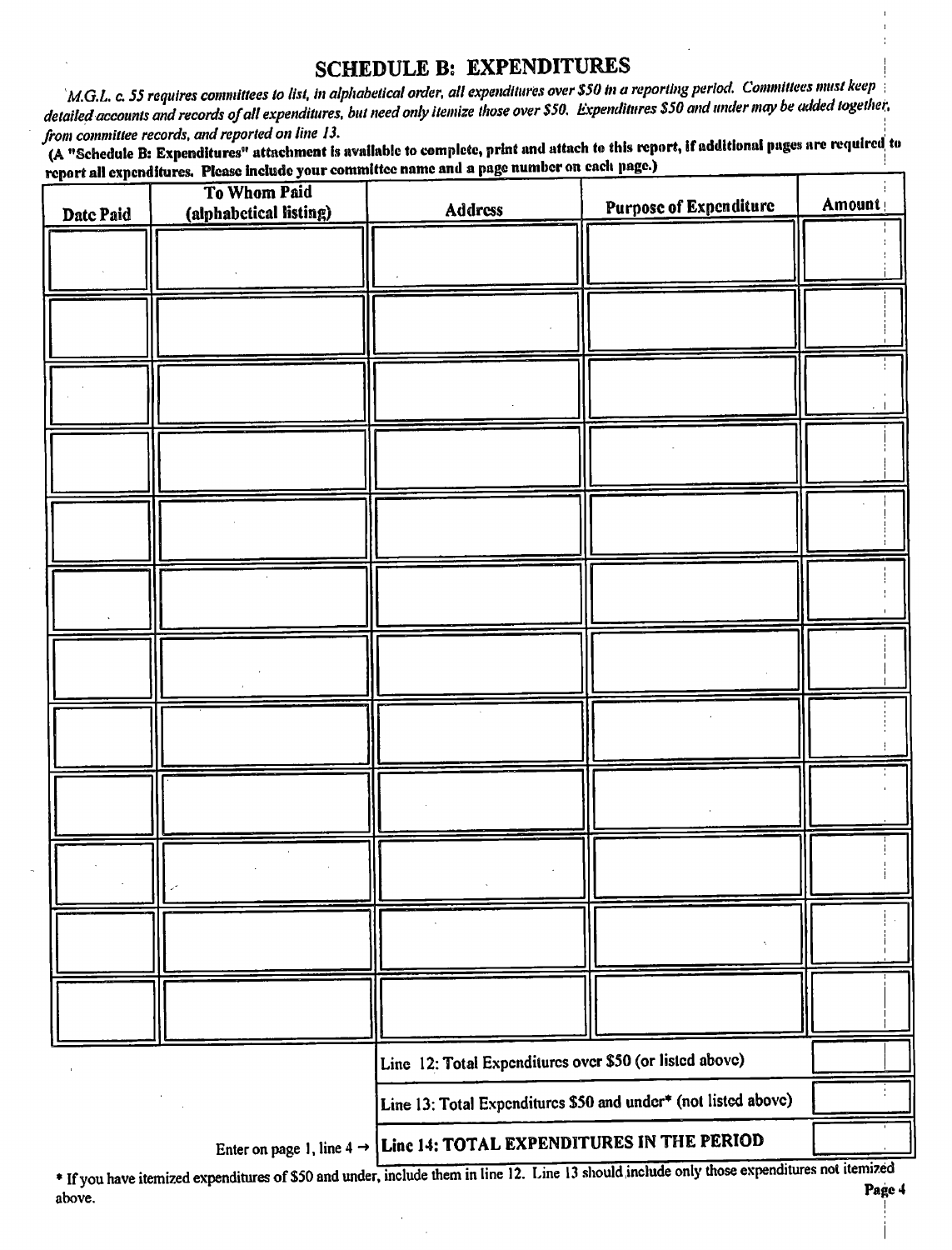## SCHEDULE B: EXPENDITURES

*M.G.L. c. 55 requires committees to list, in alphabetical order, all expenditures over $50 in a reporting period. Committees must keep detailed accounts and records of all expenditures, but need only itemize those over $50. Expenditures $50 and under may be added together, from committee records, and reported on line 13.*

**(A "Schedule B: Expenditures" attachment is available to complete, print and attach to this report, if additional pages are required to report all expenditures. Please include your committee name and a page number on each page.)**

| Date Paid | To Whom Paid (alphabetical listing) | Address | Purpose of Expenditure | Amount |
|---|---|---|---|---|
| | | | | |
| | | | | |
| | | | | |
| | | | | |
| | | | | |
| | | | | |
| | | | | |
| | | | | |
| | | | | |
| | | | | |
| | | | | |
| | | | | |
| | | Line 12: Total Expenditures over $50 (or listed above) | | |
| | | Line 13: Total Expenditures $50 and under* (not listed above) | | |
| | Enter on page 1, line 4 → | **Line 14: TOTAL EXPENDITURES IN THE PERIOD** | | |

* If you have itemized expenditures of $50 and under, include them in line 12. Line 13 should include only those expenditures not itemized above.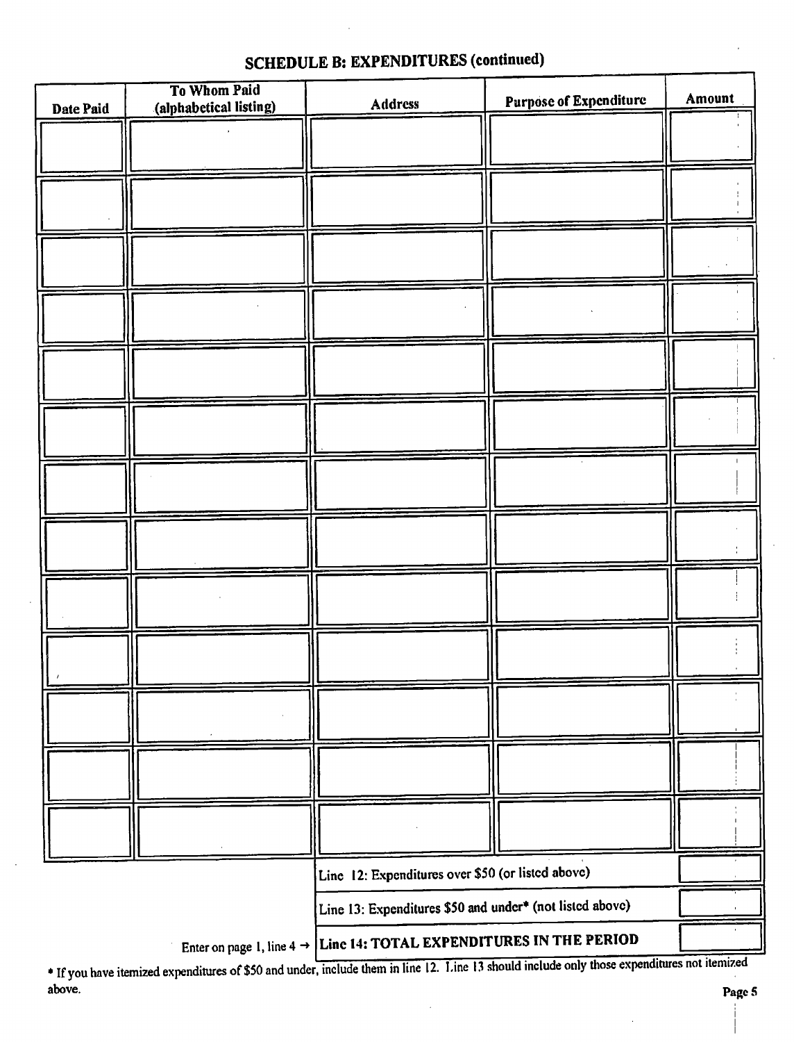## SCHEDULE B: EXPENDITURES (continued)

| Date Paid | To Whom Paid (alphabetical listing) | Address | Purpose of Expenditure | Amount |
|---|---|---|---|---|
| | | | | |
| | | | | |
| | | | | |
| | | | | |
| | | | | |
| | | | | |
| | | | | |
| | | | | |
| | | | | |
| | | | | |
| | | | | |
| | | | | |
| | | | | |

| | |
|---|---|
| Line 12: Expenditures over $50 (or listed above) | |
| Line 13: Expenditures $50 and under* (not listed above) | |
| Enter on page 1, line 4 → **Line 14: TOTAL EXPENDITURES IN THE PERIOD** | |

* If you have itemized expenditures of $50 and under, include them in line 12. Line 13 should include only those expenditures not itemized above.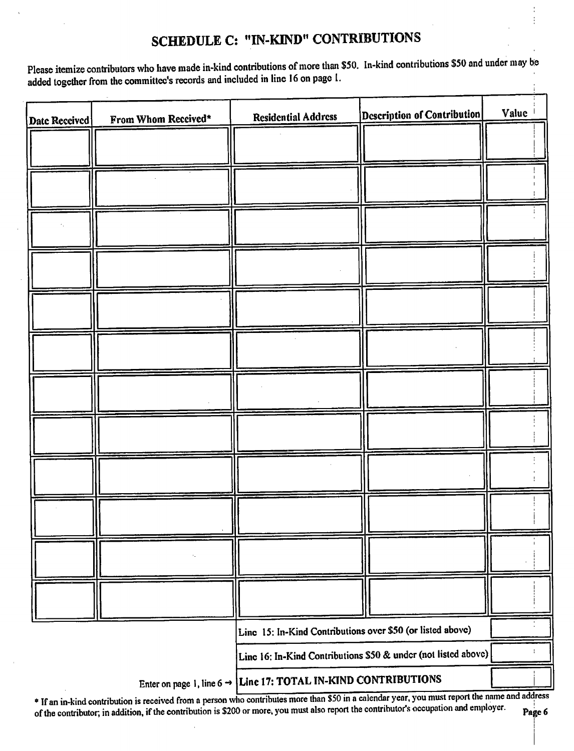# SCHEDULE C: "IN-KIND" CONTRIBUTIONS

Please itemize contributors who have made in-kind contributions of more than $50. In-kind contributions $50 and under may be added together from the committee's records and included in line 16 on page 1.

| Date Received | From Whom Received* | Residential Address | Description of Contribution | Value |
|---|---|---|---|---|
| | | | | |
| | | | | |
| | | | | |
| | | | | |
| | | | | |
| | | | | |
| | | | | |
| | | | | |
| | | | | |
| | | | | |
| | | | | |
| | | | | |
| | | Line 15: In-Kind Contributions over $50 (or listed above) | | |
| | | Line 16: In-Kind Contributions $50 & under (not listed above) | | |
| | Enter on page 1, line 6 → | **Line 17: TOTAL IN-KIND CONTRIBUTIONS** | | |

* If an in-kind contribution is received from a person who contributes more than $50 in a calendar year, you must report the name and address of the contributor; in addition, if the contribution is $200 or more, you must also report the contributor's occupation and employer.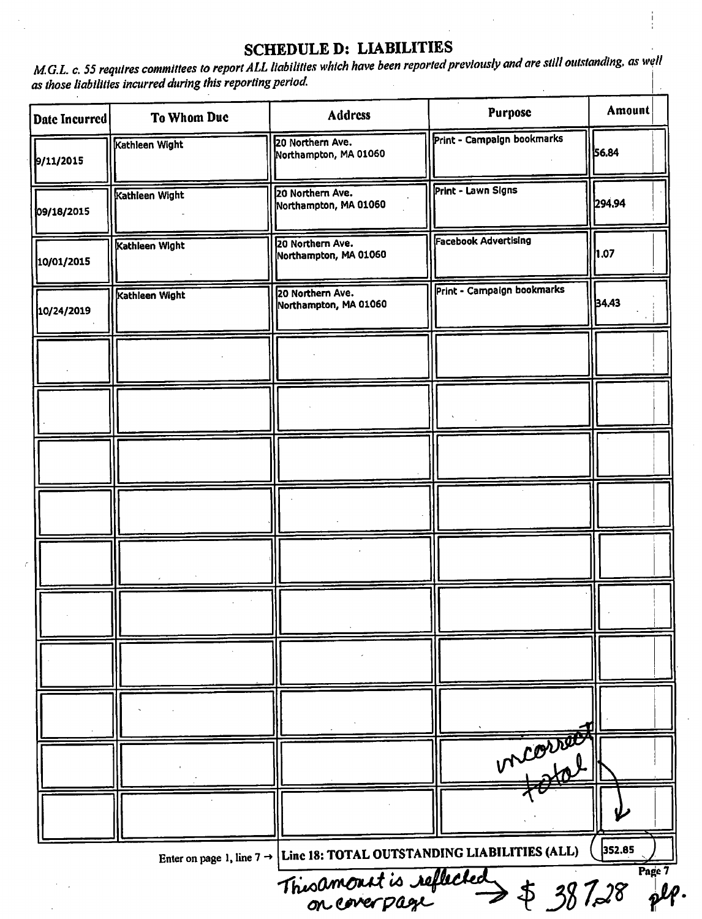# SCHEDULE D: LIABILITIES

*M.G.L. c. 55 requires committees to report ALL liabilities which have been reported previously and are still outstanding, as well as those liabilities incurred during this reporting period.*

| Date Incurred | To Whom Due | Address | Purpose | Amount |
|---|---|---|---|---|
| 9/11/2015 | Kathleen Wight | 20 Northern Ave. Northampton, MA 01060 | Print - Campaign bookmarks | 56.84 |
| 09/18/2015 | Kathleen Wight | 20 Northern Ave. Northampton, MA 01060 | Print - Lawn Signs | 294.94 |
| 10/01/2015 | Kathleen Wight | 20 Northern Ave. Northampton, MA 01060 | Facebook Advertising | 1.07 |
| 10/24/2019 | Kathleen Wight | 20 Northern Ave. Northampton, MA 01060 | Print - Campaign bookmarks | 34.43 |
| | | | | |
| | | | | |
| | | | | |
| | | | | |
| | | | | |
| | | | | |
| | | | | |
| | | | | |
| | | | | |
| | | | | |

incorrect total

Enter on page 1, line 7 → **Line 18: TOTAL OUTSTANDING LIABILITIES (ALL)** 352.85

This amount is reflected on cover page → $ 387.28 plp.